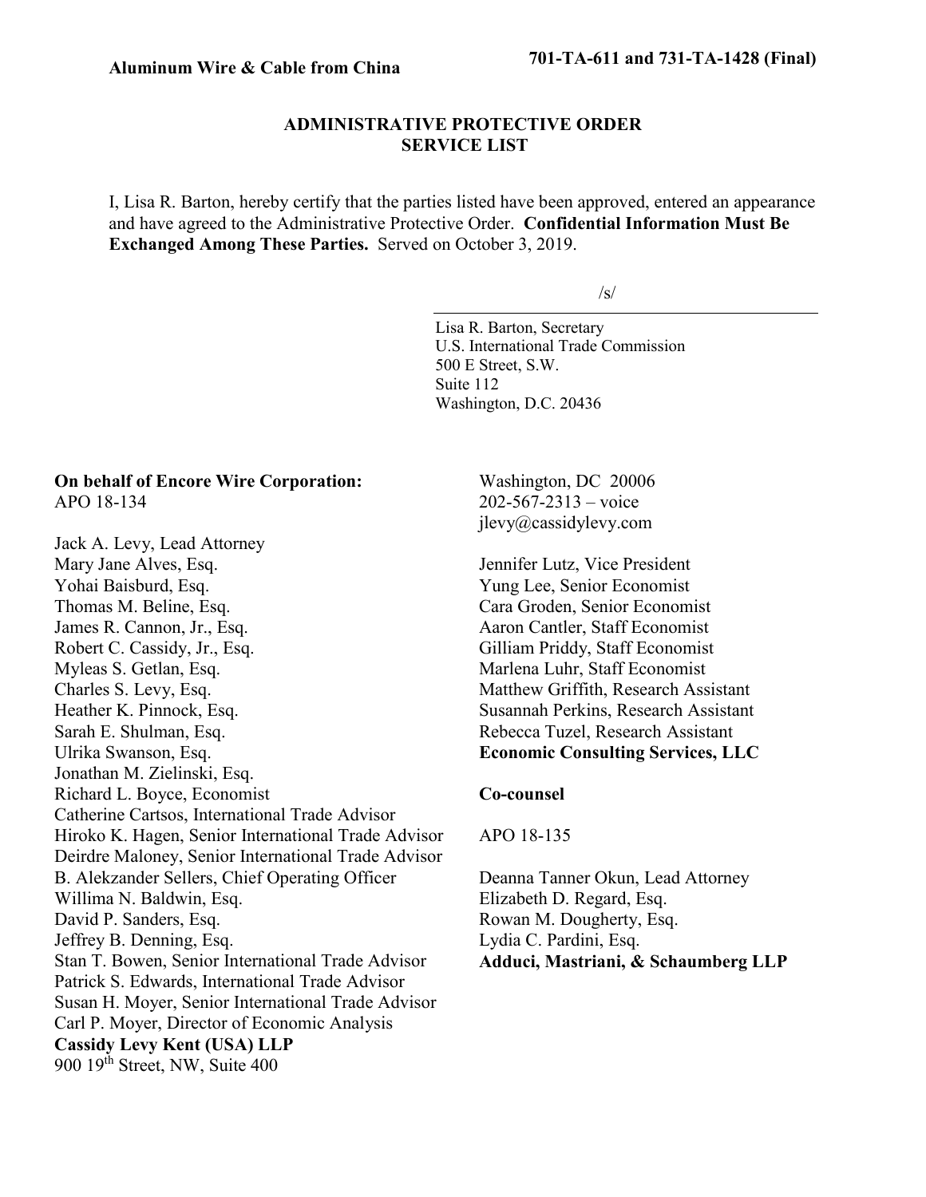**Aluminum Wire & Cable from China** **701-TA-611 and 731-TA-1428 (Final)**

## ADMINISTRATIVE PROTECTIVE ORDER SERVICE LIST

I, Lisa R. Barton, hereby certify that the parties listed have been approved, entered an appearance and have agreed to the Administrative Protective Order. **Confidential Information Must Be Exchanged Among These Parties.** Served on October 3, 2019.

/s/

Lisa R. Barton, Secretary
U.S. International Trade Commission
500 E Street, S.W.
Suite 112
Washington, D.C. 20436

**On behalf of Encore Wire Corporation:**
APO 18-134

Jack A. Levy, Lead Attorney
Mary Jane Alves, Esq.
Yohai Baisburd, Esq.
Thomas M. Beline, Esq.
James R. Cannon, Jr., Esq.
Robert C. Cassidy, Jr., Esq.
Myleas S. Getlan, Esq.
Charles S. Levy, Esq.
Heather K. Pinnock, Esq.
Sarah E. Shulman, Esq.
Ulrika Swanson, Esq.
Jonathan M. Zielinski, Esq.
Richard L. Boyce, Economist
Catherine Cartsos, International Trade Advisor
Hiroko K. Hagen, Senior International Trade Advisor
Deirdre Maloney, Senior International Trade Advisor
B. Alekzander Sellers, Chief Operating Officer
Willima N. Baldwin, Esq.
David P. Sanders, Esq.
Jeffrey B. Denning, Esq.
Stan T. Bowen, Senior International Trade Advisor
Patrick S. Edwards, International Trade Advisor
Susan H. Moyer, Senior International Trade Advisor
Carl P. Moyer, Director of Economic Analysis
**Cassidy Levy Kent (USA) LLP**
900 19th Street, NW, Suite 400
Washington, DC 20006
202-567-2313 – voice
jlevy@cassidylevy.com

Jennifer Lutz, Vice President
Yung Lee, Senior Economist
Cara Groden, Senior Economist
Aaron Cantler, Staff Economist
Gilliam Priddy, Staff Economist
Marlena Luhr, Staff Economist
Matthew Griffith, Research Assistant
Susannah Perkins, Research Assistant
Rebecca Tuzel, Research Assistant
**Economic Consulting Services, LLC**

**Co-counsel**

APO 18-135

Deanna Tanner Okun, Lead Attorney
Elizabeth D. Regard, Esq.
Rowan M. Dougherty, Esq.
Lydia C. Pardini, Esq.
**Adduci, Mastriani, & Schaumberg LLP**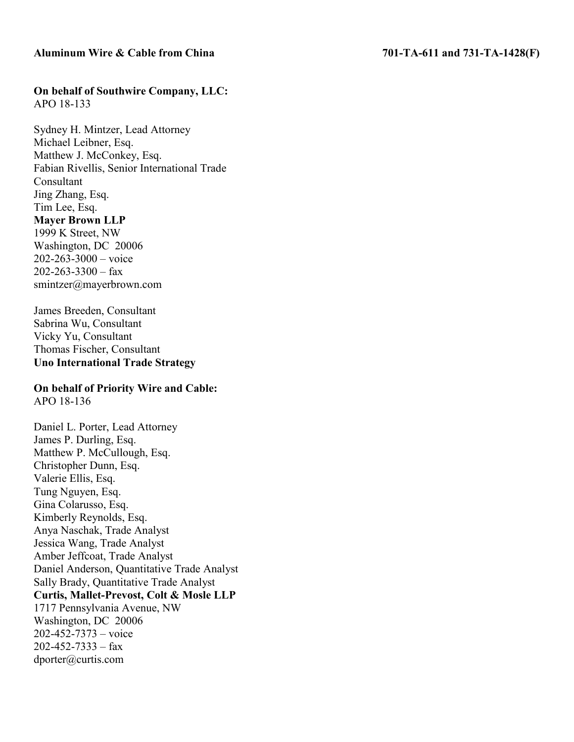**Aluminum Wire & Cable from China** **701-TA-611 and 731-TA-1428(F)**

**On behalf of Southwire Company, LLC:**
APO 18-133

Sydney H. Mintzer, Lead Attorney
Michael Leibner, Esq.
Matthew J. McConkey, Esq.
Fabian Rivellis, Senior International Trade Consultant
Jing Zhang, Esq.
Tim Lee, Esq.
**Mayer Brown LLP**
1999 K Street, NW
Washington, DC 20006
202-263-3000 – voice
202-263-3300 – fax
smintzer@mayerbrown.com

James Breeden, Consultant
Sabrina Wu, Consultant
Vicky Yu, Consultant
Thomas Fischer, Consultant
**Uno International Trade Strategy**

**On behalf of Priority Wire and Cable:**
APO 18-136

Daniel L. Porter, Lead Attorney
James P. Durling, Esq.
Matthew P. McCullough, Esq.
Christopher Dunn, Esq.
Valerie Ellis, Esq.
Tung Nguyen, Esq.
Gina Colarusso, Esq.
Kimberly Reynolds, Esq.
Anya Naschak, Trade Analyst
Jessica Wang, Trade Analyst
Amber Jeffcoat, Trade Analyst
Daniel Anderson, Quantitative Trade Analyst
Sally Brady, Quantitative Trade Analyst
**Curtis, Mallet-Prevost, Colt & Mosle LLP**
1717 Pennsylvania Avenue, NW
Washington, DC 20006
202-452-7373 – voice
202-452-7333 – fax
dporter@curtis.com